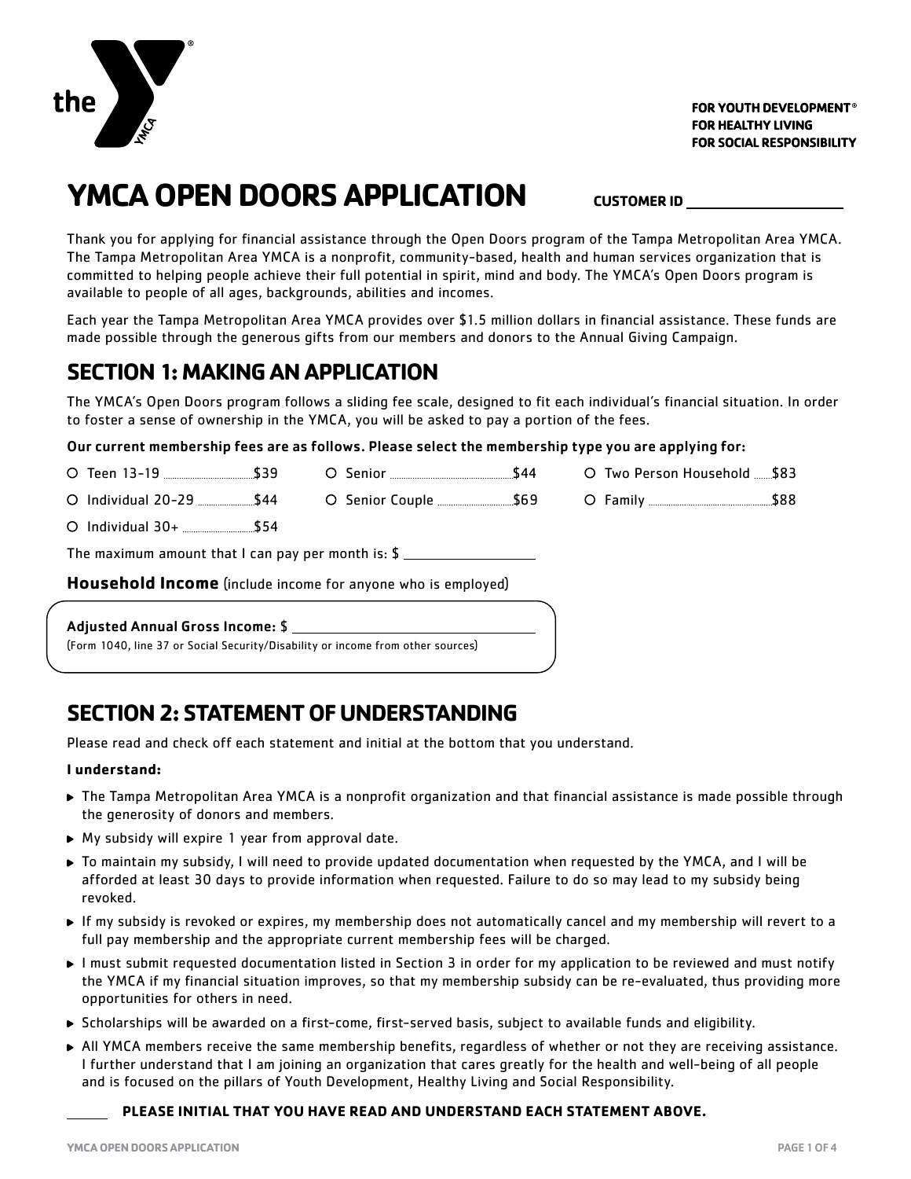FOR YOUTH DEVELOPMENT®
FOR HEALTHY LIVING
FOR SOCIAL RESPONSIBILITY

# YMCA OPEN DOORS APPLICATION

**CUSTOMER ID** ____________________

Thank you for applying for financial assistance through the Open Doors program of the Tampa Metropolitan Area YMCA. The Tampa Metropolitan Area YMCA is a nonprofit, community-based, health and human services organization that is committed to helping people achieve their full potential in spirit, mind and body. The YMCA's Open Doors program is available to people of all ages, backgrounds, abilities and incomes.

Each year the Tampa Metropolitan Area YMCA provides over $1.5 million dollars in financial assistance. These funds are made possible through the generous gifts from our members and donors to the Annual Giving Campaign.

## SECTION 1: MAKING AN APPLICATION

The YMCA's Open Doors program follows a sliding fee scale, designed to fit each individual's financial situation. In order to foster a sense of ownership in the YMCA, you will be asked to pay a portion of the fees.

**Our current membership fees are as follows. Please select the membership type you are applying for:**

- ○ Teen 13-19 ........ $39
- ○ Individual 20-29 ........ $44
- ○ Individual 30+ ........ $54
- ○ Senior ........ $44
- ○ Senior Couple ........ $69
- ○ Two Person Household ........ $83
- ○ Family ........ $88

The maximum amount that I can pay per month is: $ ____________________

**Household Income** (include income for anyone who is employed)

**Adjusted Annual Gross Income:** $ ____________________
(Form 1040, line 37 or Social Security/Disability or income from other sources)

## SECTION 2: STATEMENT OF UNDERSTANDING

Please read and check off each statement and initial at the bottom that you understand.

**I understand:**

- The Tampa Metropolitan Area YMCA is a nonprofit organization and that financial assistance is made possible through the generosity of donors and members.
- My subsidy will expire 1 year from approval date.
- To maintain my subsidy, I will need to provide updated documentation when requested by the YMCA, and I will be afforded at least 30 days to provide information when requested. Failure to do so may lead to my subsidy being revoked.
- If my subsidy is revoked or expires, my membership does not automatically cancel and my membership will revert to a full pay membership and the appropriate current membership fees will be charged.
- I must submit requested documentation listed in Section 3 in order for my application to be reviewed and must notify the YMCA if my financial situation improves, so that my membership subsidy can be re-evaluated, thus providing more opportunities for others in need.
- Scholarships will be awarded on a first-come, first-served basis, subject to available funds and eligibility.
- All YMCA members receive the same membership benefits, regardless of whether or not they are receiving assistance. I further understand that I am joining an organization that cares greatly for the health and well-being of all people and is focused on the pillars of Youth Development, Healthy Living and Social Responsibility.

______ **PLEASE INITIAL THAT YOU HAVE READ AND UNDERSTAND EACH STATEMENT ABOVE.**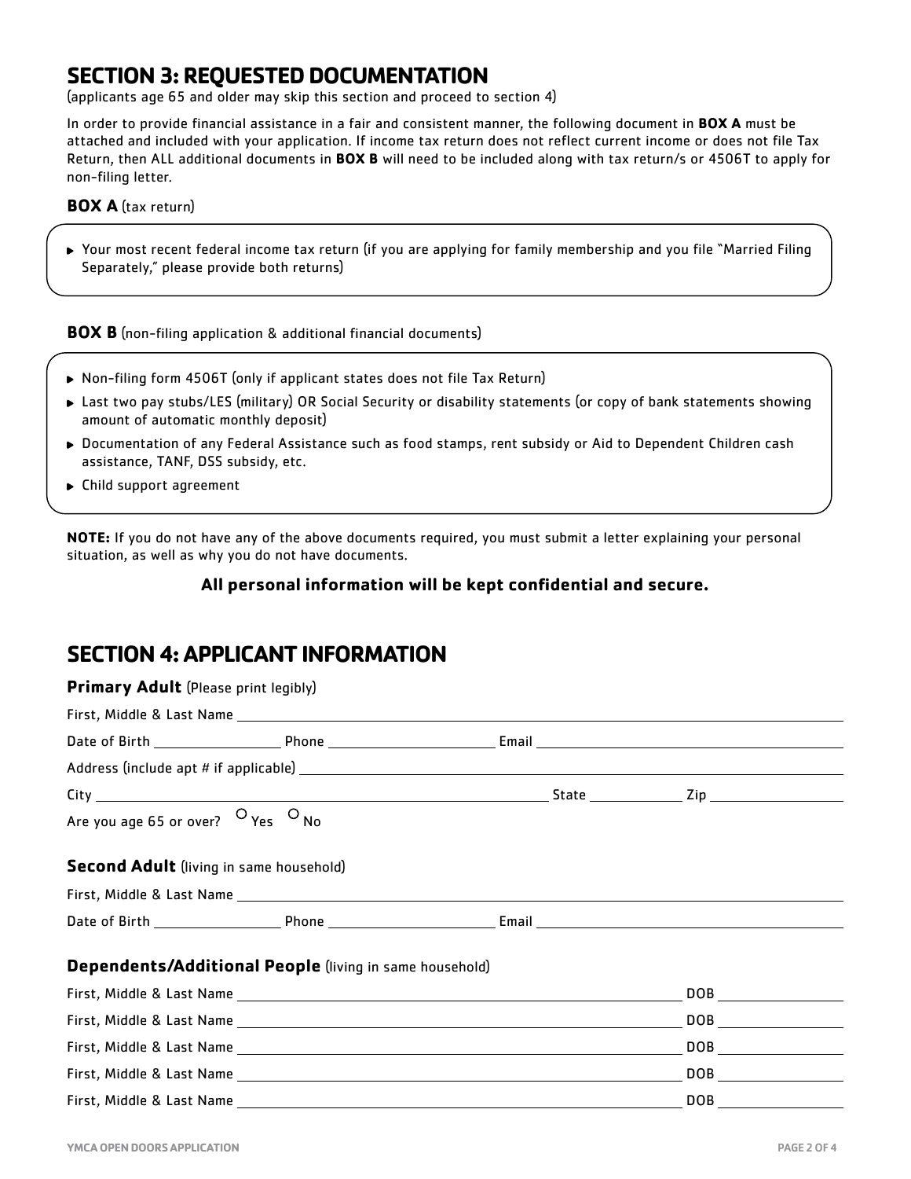## SECTION 3: REQUESTED DOCUMENTATION

(applicants age 65 and older may skip this section and proceed to section 4)

In order to provide financial assistance in a fair and consistent manner, the following document in **BOX A** must be attached and included with your application. If income tax return does not reflect current income or does not file Tax Return, then ALL additional documents in **BOX B** will need to be included along with tax return/s or 4506T to apply for non-filing letter.

**BOX A** (tax return)

- Your most recent federal income tax return (if you are applying for family membership and you file "Married Filing Separately," please provide both returns)

**BOX B** (non-filing application & additional financial documents)

- Non-filing form 4506T (only if applicant states does not file Tax Return)
- Last two pay stubs/LES (military) OR Social Security or disability statements (or copy of bank statements showing amount of automatic monthly deposit)
- Documentation of any Federal Assistance such as food stamps, rent subsidy or Aid to Dependent Children cash assistance, TANF, DSS subsidy, etc.
- Child support agreement

**NOTE:** If you do not have any of the above documents required, you must submit a letter explaining your personal situation, as well as why you do not have documents.

**All personal information will be kept confidential and secure.**

## SECTION 4: APPLICANT INFORMATION

**Primary Adult** (Please print legibly)

First, Middle & Last Name ______________________________

Date of Birth ______________ Phone ______________ Email ______________________

Address (include apt # if applicable) ______________________________

City ______________________________ State __________ Zip __________

Are you age 65 or over? ○ Yes ○ No

**Second Adult** (living in same household)

First, Middle & Last Name ______________________________

Date of Birth ______________ Phone ______________ Email ______________________

**Dependents/Additional People** (living in same household)

First, Middle & Last Name ______________________________ DOB ______________

First, Middle & Last Name ______________________________ DOB ______________

First, Middle & Last Name ______________________________ DOB ______________

First, Middle & Last Name ______________________________ DOB ______________

First, Middle & Last Name ______________________________ DOB ______________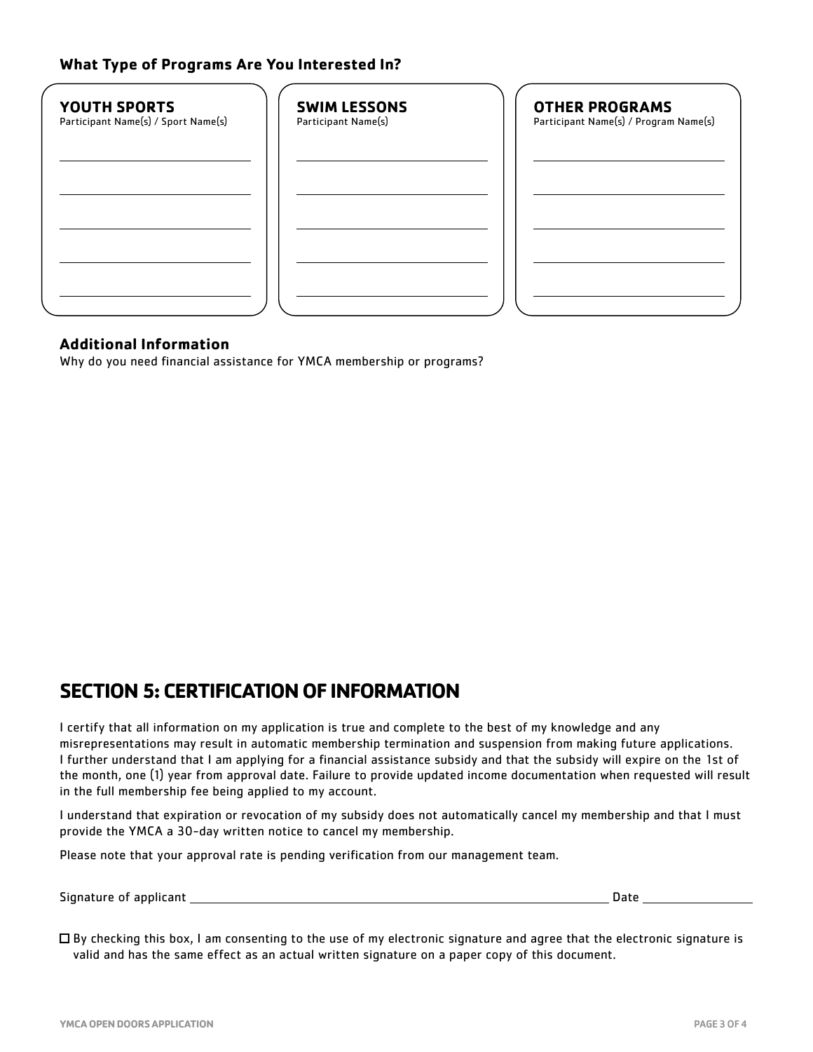**What Type of Programs Are You Interested In?**

| **YOUTH SPORTS**<br>Participant Name(s) / Sport Name(s) | **SWIM LESSONS**<br>Participant Name(s) | **OTHER PROGRAMS**<br>Participant Name(s) / Program Name(s) |
|---|---|---|
| | | |
| | | |
| | | |
| | | |
| | | |

**Additional Information**

Why do you need financial assistance for YMCA membership or programs?

## SECTION 5: CERTIFICATION OF INFORMATION

I certify that all information on my application is true and complete to the best of my knowledge and any misrepresentations may result in automatic membership termination and suspension from making future applications. I further understand that I am applying for a financial assistance subsidy and that the subsidy will expire on the 1st of the month, one (1) year from approval date. Failure to provide updated income documentation when requested will result in the full membership fee being applied to my account.

I understand that expiration or revocation of my subsidy does not automatically cancel my membership and that I must provide the YMCA a 30-day written notice to cancel my membership.

Please note that your approval rate is pending verification from our management team.

Signature of applicant ______________________________ Date ______________

☐ By checking this box, I am consenting to the use of my electronic signature and agree that the electronic signature is valid and has the same effect as an actual written signature on a paper copy of this document.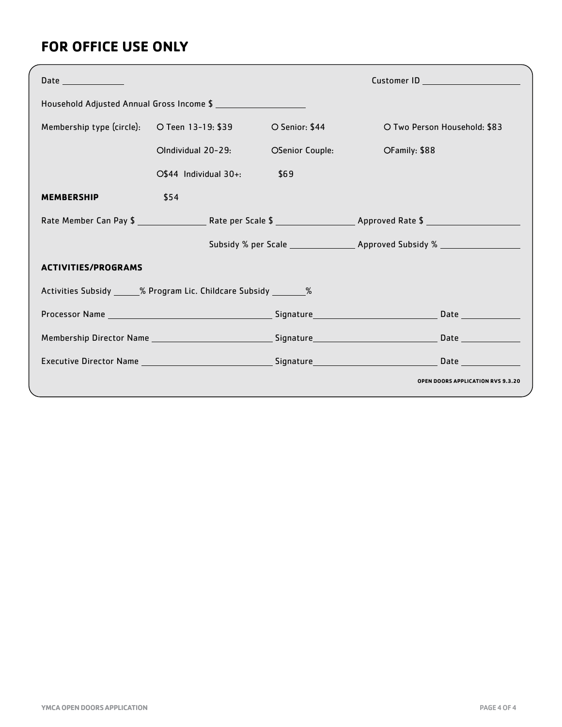## FOR OFFICE USE ONLY

Date ____________ Customer ID ____________________

Household Adjusted Annual Gross Income $ __________________

Membership type (circle): O Teen 13-19: $39 O Senior: $44 O Two Person Household: $83

OIndividual 20-29: OSenior Couple: OFamily: $88

O$44 Individual 30+: $69

**MEMBERSHIP** $54

Rate Member Can Pay $ ______________ Rate per Scale $ ________________ Approved Rate $ ___________________

Subsidy % per Scale _____________ Approved Subsidy % ________________

**ACTIVITIES/PROGRAMS**

Activities Subsidy _____% Program Lic. Childcare Subsidy _______%

Processor Name ________________________________ Signature________________________ Date ____________

Membership Director Name _______________________ Signature________________________ Date ____________

Executive Director Name _________________________ Signature________________________ Date ____________

OPEN DOORS APPLICATION RVS 9.3.20